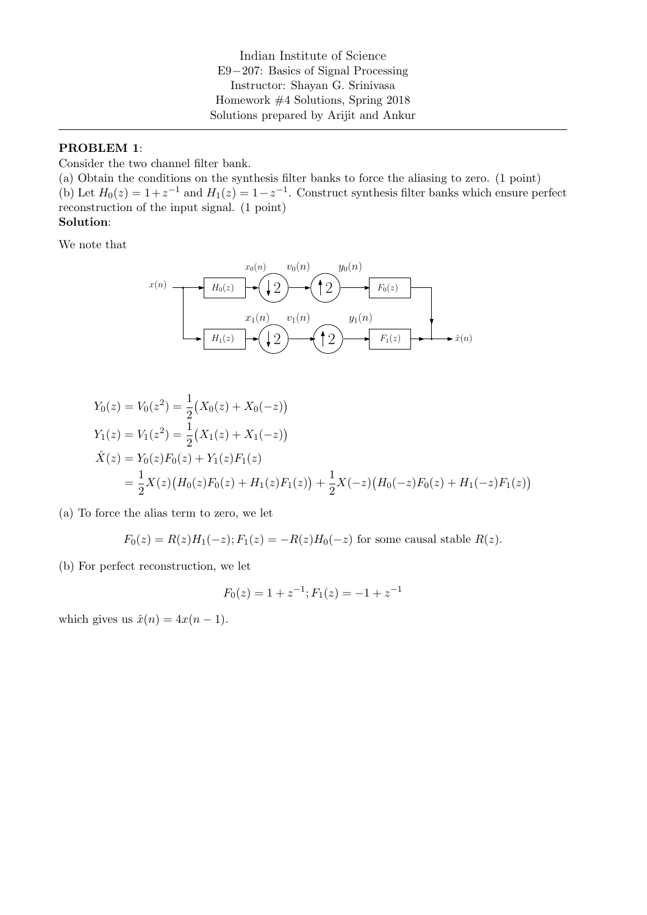Indian Institute of Science
E9−207: Basics of Signal Processing
Instructor: Shayan G. Srinivasa
Homework #4 Solutions, Spring 2018
Solutions prepared by Arijit and Ankur

---

**PROBLEM 1**:

Consider the two channel filter bank.

(a) Obtain the conditions on the synthesis filter banks to force the aliasing to zero. (1 point)

(b) Let $H_0(z) = 1 + z^{-1}$ and $H_1(z) = 1 - z^{-1}$. Construct synthesis filter banks which ensure perfect reconstruction of the input signal. (1 point)

**Solution**:

We note that

$$
\begin{aligned}
Y_0(z) &= V_0(z^2) = \frac{1}{2}\big(X_0(z) + X_0(-z)\big) \\
Y_1(z) &= V_1(z^2) = \frac{1}{2}\big(X_1(z) + X_1(-z)\big) \\
\hat{X}(z) &= Y_0(z)F_0(z) + Y_1(z)F_1(z) \\
&= \frac{1}{2}X(z)\big(H_0(z)F_0(z) + H_1(z)F_1(z)\big) + \frac{1}{2}X(-z)\big(H_0(-z)F_0(z) + H_1(-z)F_1(z)\big)
\end{aligned}
$$

(a) To force the alias term to zero, we let

$$F_0(z) = R(z)H_1(-z); F_1(z) = -R(z)H_0(-z) \text{ for some causal stable } R(z).$$

(b) For perfect reconstruction, we let

$$F_0(z) = 1 + z^{-1}; F_1(z) = -1 + z^{-1}$$

which gives us $\hat{x}(n) = 4x(n-1)$.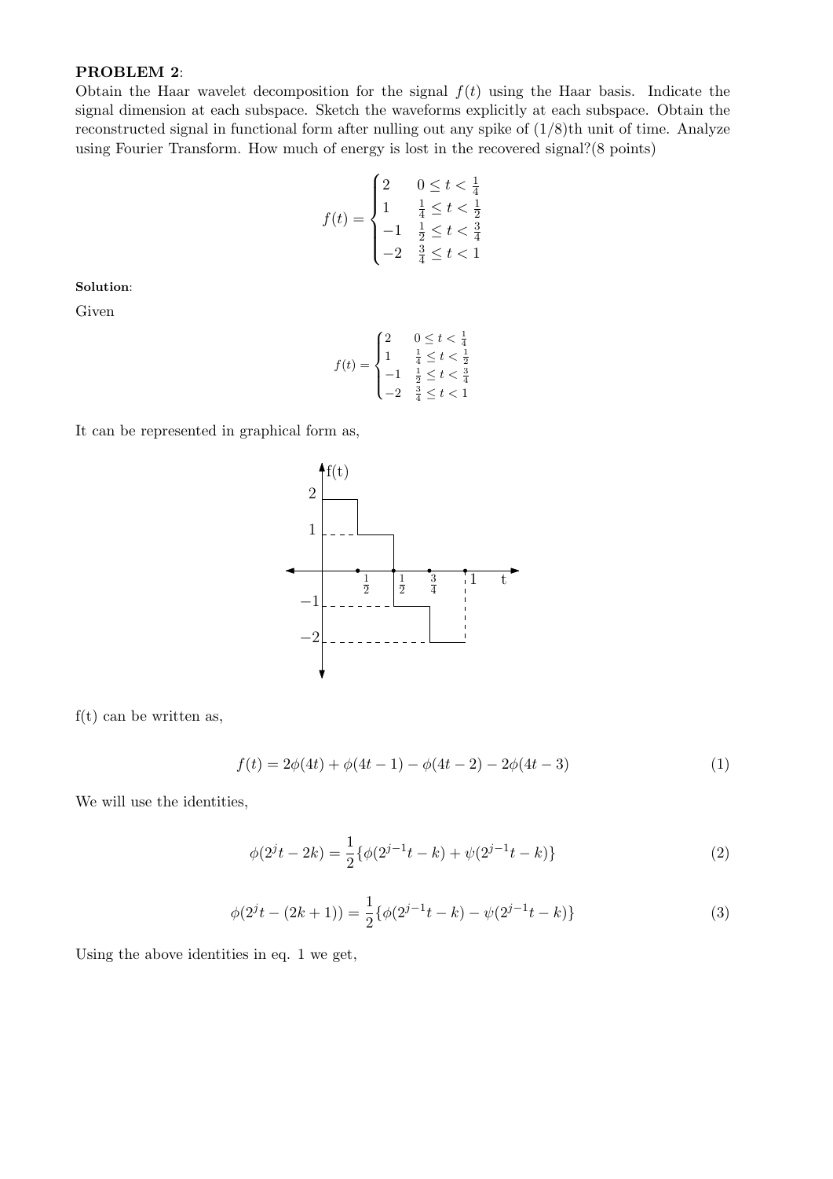**PROBLEM 2**:

Obtain the Haar wavelet decomposition for the signal $f(t)$ using the Haar basis. Indicate the signal dimension at each subspace. Sketch the waveforms explicitly at each subspace. Obtain the reconstructed signal in functional form after nulling out any spike of (1/8)th unit of time. Analyze using Fourier Transform. How much of energy is lost in the recovered signal?(8 points)

$$f(t) = \begin{cases} 2 & 0 \le t < \frac{1}{4} \\ 1 & \frac{1}{4} \le t < \frac{1}{2} \\ -1 & \frac{1}{2} \le t < \frac{3}{4} \\ -2 & \frac{3}{4} \le t < 1 \end{cases}$$

**Solution**:

Given

$$f(t) = \begin{cases} 2 & 0 \le t < \frac{1}{4} \\ 1 & \frac{1}{4} \le t < \frac{1}{2} \\ -1 & \frac{1}{2} \le t < \frac{3}{4} \\ -2 & \frac{3}{4} \le t < 1 \end{cases}$$

It can be represented in graphical form as,

f(t) can be written as,

$$f(t) = 2\phi(4t) + \phi(4t-1) - \phi(4t-2) - 2\phi(4t-3) \tag{1}$$

We will use the identities,

$$\phi(2^j t - 2k) = \frac{1}{2}\{\phi(2^{j-1}t - k) + \psi(2^{j-1}t - k)\} \tag{2}$$

$$\phi(2^j t - (2k+1)) = \frac{1}{2}\{\phi(2^{j-1}t - k) - \psi(2^{j-1}t - k)\} \tag{3}$$

Using the above identities in eq. 1 we get,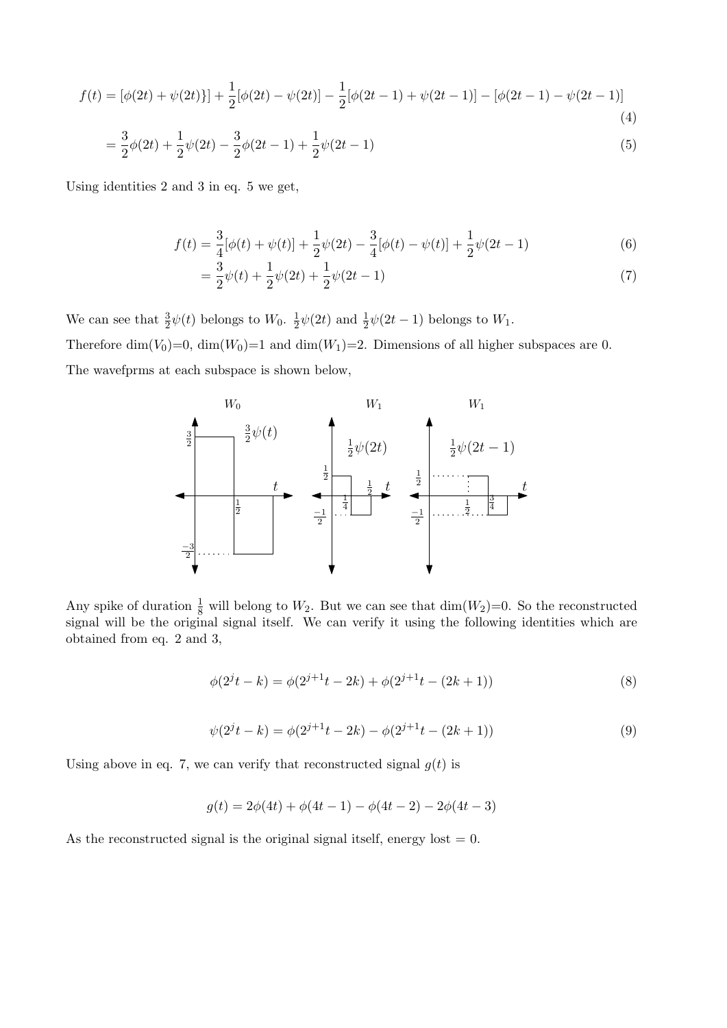$$f(t) = [\phi(2t) + \psi(2t)\}] + \frac{1}{2}[\phi(2t) - \psi(2t)] - \frac{1}{2}[\phi(2t-1) + \psi(2t-1)] - [\phi(2t-1) - \psi(2t-1)] \tag{4}$$

$$= \frac{3}{2}\phi(2t) + \frac{1}{2}\psi(2t) - \frac{3}{2}\phi(2t-1) + \frac{1}{2}\psi(2t-1) \tag{5}$$

Using identities 2 and 3 in eq. 5 we get,

$$f(t) = \frac{3}{4}[\phi(t) + \psi(t)] + \frac{1}{2}\psi(2t) - \frac{3}{4}[\phi(t) - \psi(t)] + \frac{1}{2}\psi(2t-1) \tag{6}$$

$$= \frac{3}{2}\psi(t) + \frac{1}{2}\psi(2t) + \frac{1}{2}\psi(2t-1) \tag{7}$$

We can see that $\frac{3}{2}\psi(t)$ belongs to $W_0$. $\frac{1}{2}\psi(2t)$ and $\frac{1}{2}\psi(2t-1)$ belongs to $W_1$.

Therefore dim($V_0$)=0, dim($W_0$)=1 and dim($W_1$)=2. Dimensions of all higher subspaces are 0.

The wavefprms at each subspace is shown below,

Any spike of duration $\frac{1}{8}$ will belong to $W_2$. But we can see that dim($W_2$)=0. So the reconstructed signal will be the original signal itself. We can verify it using the following identities which are obtained from eq. 2 and 3,

$$\phi(2^j t - k) = \phi(2^{j+1}t - 2k) + \phi(2^{j+1}t - (2k+1)) \tag{8}$$

$$\psi(2^j t - k) = \phi(2^{j+1}t - 2k) - \phi(2^{j+1}t - (2k+1)) \tag{9}$$

Using above in eq. 7, we can verify that reconstructed signal $g(t)$ is

$$g(t) = 2\phi(4t) + \phi(4t-1) - \phi(4t-2) - 2\phi(4t-3)$$

As the reconstructed signal is the original signal itself, energy lost = 0.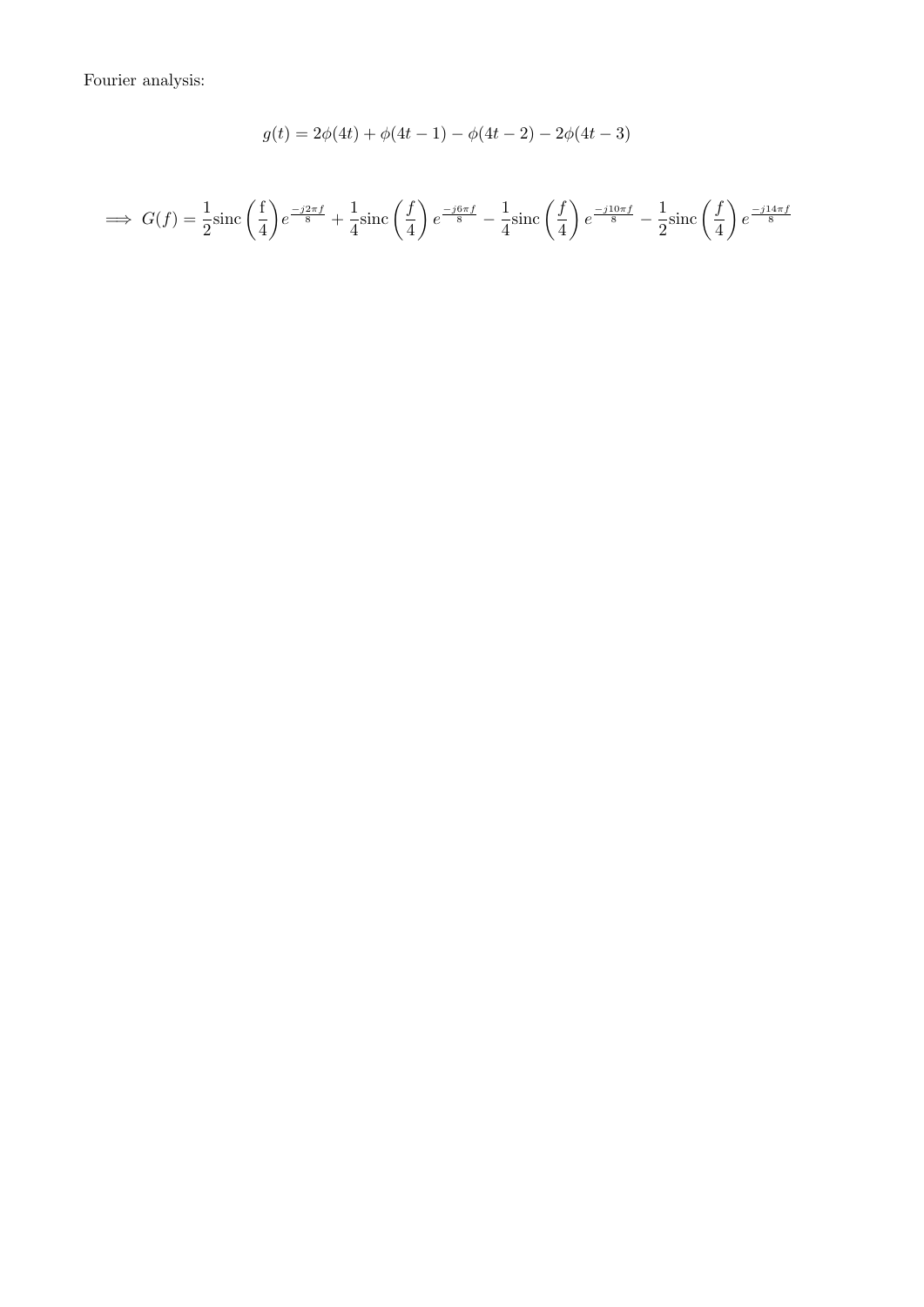Fourier analysis:

$$g(t) = 2\phi(4t) + \phi(4t-1) - \phi(4t-2) - 2\phi(4t-3)$$

$$\implies G(f) = \frac{1}{2}\text{sinc}\left(\frac{\text{f}}{4}\right)e^{\frac{-j2\pi f}{8}} + \frac{1}{4}\text{sinc}\left(\frac{f}{4}\right)e^{\frac{-j6\pi f}{8}} - \frac{1}{4}\text{sinc}\left(\frac{f}{4}\right)e^{\frac{-j10\pi f}{8}} - \frac{1}{2}\text{sinc}\left(\frac{f}{4}\right)e^{\frac{-j14\pi f}{8}}$$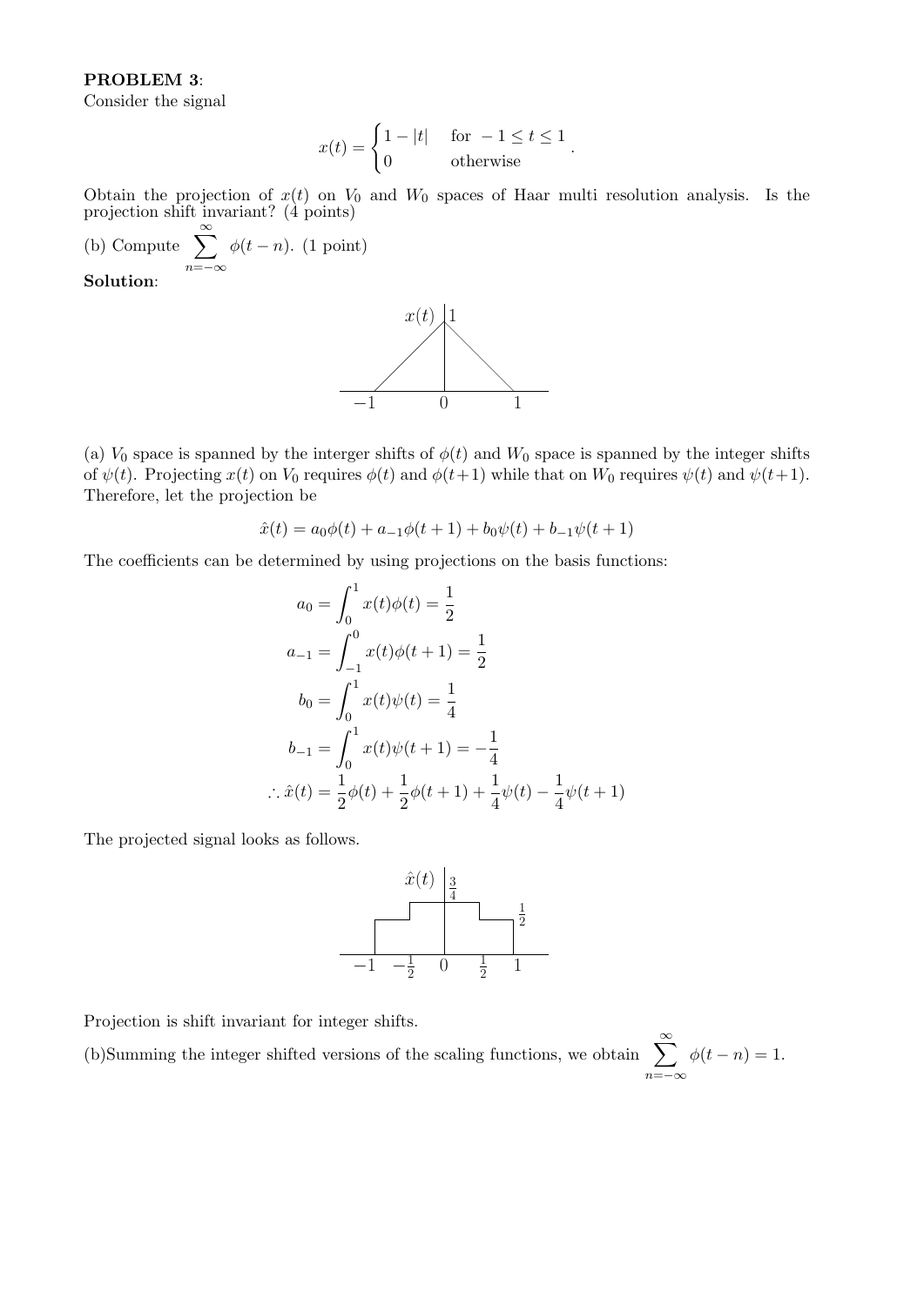**PROBLEM 3**:
Consider the signal

$$x(t) = \begin{cases} 1 - |t| & \text{for } -1 \le t \le 1 \\ 0 & \text{otherwise} \end{cases}.$$

Obtain the projection of $x(t)$ on $V_0$ and $W_0$ spaces of Haar multi resolution analysis. Is the projection shift invariant? (4 points)

(b) Compute $\sum_{n=-\infty}^{\infty} \phi(t-n)$. (1 point)

**Solution**:

(a) $V_0$ space is spanned by the interger shifts of $\phi(t)$ and $W_0$ space is spanned by the integer shifts of $\psi(t)$. Projecting $x(t)$ on $V_0$ requires $\phi(t)$ and $\phi(t+1)$ while that on $W_0$ requires $\psi(t)$ and $\psi(t+1)$. Therefore, let the projection be

$$\hat{x}(t) = a_0\phi(t) + a_{-1}\phi(t+1) + b_0\psi(t) + b_{-1}\psi(t+1)$$

The coefficients can be determined by using projections on the basis functions:

$$\begin{aligned}
a_0 &= \int_0^1 x(t)\phi(t) = \frac{1}{2} \\
a_{-1} &= \int_{-1}^0 x(t)\phi(t+1) = \frac{1}{2} \\
b_0 &= \int_0^1 x(t)\psi(t) = \frac{1}{4} \\
b_{-1} &= \int_0^1 x(t)\psi(t+1) = -\frac{1}{4} \\
\therefore \hat{x}(t) &= \frac{1}{2}\phi(t) + \frac{1}{2}\phi(t+1) + \frac{1}{4}\psi(t) - \frac{1}{4}\psi(t+1)
\end{aligned}$$

The projected signal looks as follows.

Projection is shift invariant for integer shifts.

(b)Summing the integer shifted versions of the scaling functions, we obtain $\sum_{n=-\infty}^{\infty} \phi(t-n) = 1$.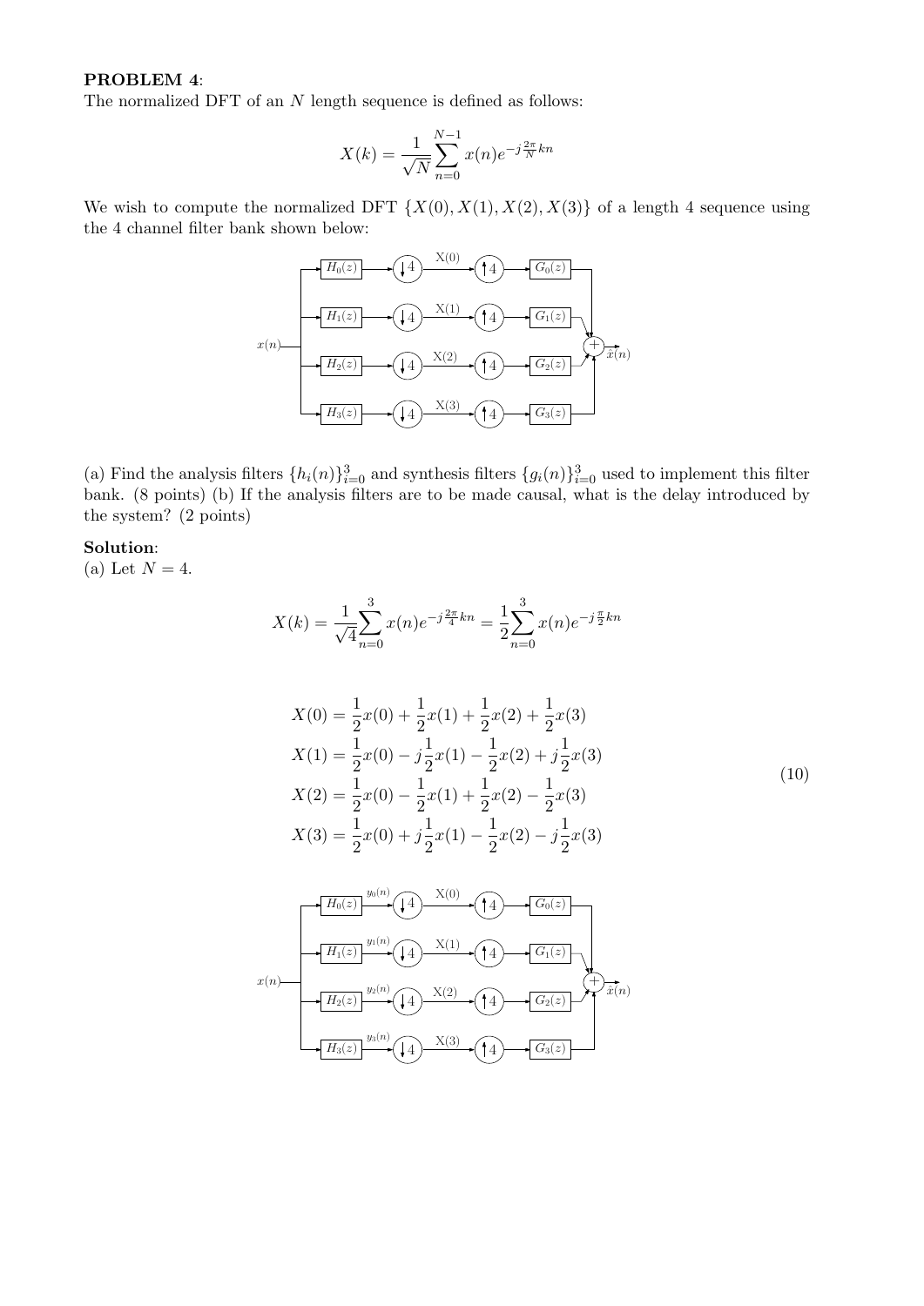**PROBLEM 4**:
The normalized DFT of an $N$ length sequence is defined as follows:

$$X(k) = \frac{1}{\sqrt{N}} \sum_{n=0}^{N-1} x(n) e^{-j\frac{2\pi}{N}kn}$$

We wish to compute the normalized DFT $\{X(0), X(1), X(2), X(3)\}$ of a length 4 sequence using the 4 channel filter bank shown below:

(a) Find the analysis filters $\{h_i(n)\}_{i=0}^{3}$ and synthesis filters $\{g_i(n)\}_{i=0}^{3}$ used to implement this filter bank. (8 points) (b) If the analysis filters are to be made causal, what is the delay introduced by the system? (2 points)

**Solution**:
(a) Let $N = 4$.

$$X(k) = \frac{1}{\sqrt{4}} \sum_{n=0}^{3} x(n) e^{-j\frac{2\pi}{4}kn} = \frac{1}{2} \sum_{n=0}^{3} x(n) e^{-j\frac{\pi}{2}kn}$$

$$\begin{aligned}
X(0) &= \frac{1}{2}x(0) + \frac{1}{2}x(1) + \frac{1}{2}x(2) + \frac{1}{2}x(3) \\
X(1) &= \frac{1}{2}x(0) - j\frac{1}{2}x(1) - \frac{1}{2}x(2) + j\frac{1}{2}x(3) \\
X(2) &= \frac{1}{2}x(0) - \frac{1}{2}x(1) + \frac{1}{2}x(2) - \frac{1}{2}x(3) \\
X(3) &= \frac{1}{2}x(0) + j\frac{1}{2}x(1) - \frac{1}{2}x(2) - j\frac{1}{2}x(3)
\end{aligned} \tag{10}$$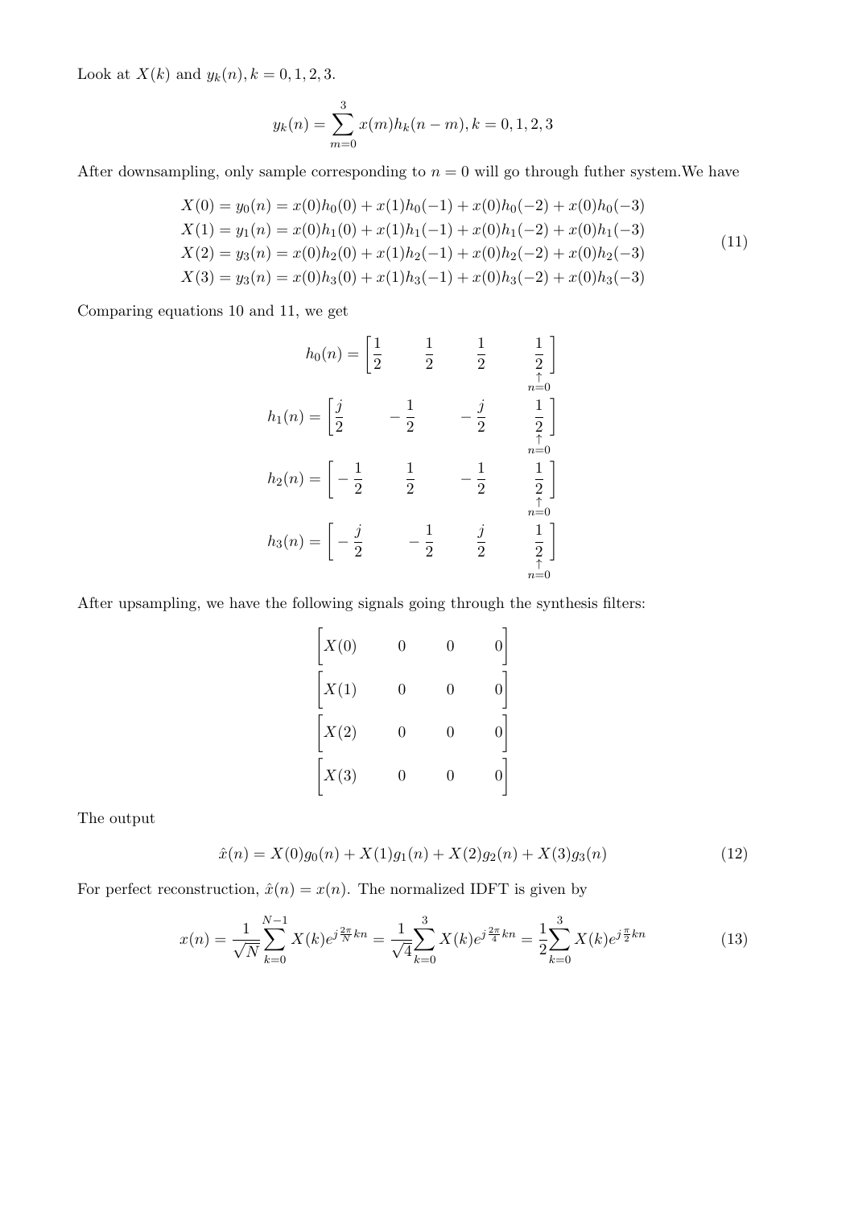Look at $X(k)$ and $y_k(n), k = 0, 1, 2, 3$.

$$y_k(n) = \sum_{m=0}^{3} x(m)h_k(n-m), k = 0, 1, 2, 3$$

After downsampling, only sample corresponding to $n = 0$ will go through futher system.We have

$$\begin{aligned}
X(0) = y_0(n) = x(0)h_0(0) + x(1)h_0(-1) + x(0)h_0(-2) + x(0)h_0(-3) \\
X(1) = y_1(n) = x(0)h_1(0) + x(1)h_1(-1) + x(0)h_1(-2) + x(0)h_1(-3) \\
X(2) = y_3(n) = x(0)h_2(0) + x(1)h_2(-1) + x(0)h_2(-2) + x(0)h_2(-3) \\
X(3) = y_3(n) = x(0)h_3(0) + x(1)h_3(-1) + x(0)h_3(-2) + x(0)h_3(-3)
\end{aligned} \tag{11}$$

Comparing equations 10 and 11, we get

$$h_0(n) = \begin{bmatrix} \frac{1}{2} & \frac{1}{2} & \frac{1}{2} & \underset{\underset{n=0}{\uparrow}}{\frac{1}{2}} \end{bmatrix}$$

$$h_1(n) = \begin{bmatrix} \frac{j}{2} & -\frac{1}{2} & -\frac{j}{2} & \underset{\underset{n=0}{\uparrow}}{\frac{1}{2}} \end{bmatrix}$$

$$h_2(n) = \begin{bmatrix} -\frac{1}{2} & \frac{1}{2} & -\frac{1}{2} & \underset{\underset{n=0}{\uparrow}}{\frac{1}{2}} \end{bmatrix}$$

$$h_3(n) = \begin{bmatrix} -\frac{j}{2} & -\frac{1}{2} & \frac{j}{2} & \underset{\underset{n=0}{\uparrow}}{\frac{1}{2}} \end{bmatrix}$$

After upsampling, we have the following signals going through the synthesis filters:

$$\begin{bmatrix} X(0) & 0 & 0 & 0 \end{bmatrix}$$
$$\begin{bmatrix} X(1) & 0 & 0 & 0 \end{bmatrix}$$
$$\begin{bmatrix} X(2) & 0 & 0 & 0 \end{bmatrix}$$
$$\begin{bmatrix} X(3) & 0 & 0 & 0 \end{bmatrix}$$

The output

$$\hat{x}(n) = X(0)g_0(n) + X(1)g_1(n) + X(2)g_2(n) + X(3)g_3(n) \tag{12}$$

For perfect reconstruction, $\hat{x}(n) = x(n)$. The normalized IDFT is given by

$$x(n) = \frac{1}{\sqrt{N}} \sum_{k=0}^{N-1} X(k)e^{j\frac{2\pi}{N}kn} = \frac{1}{\sqrt{4}} \sum_{k=0}^{3} X(k)e^{j\frac{2\pi}{4}kn} = \frac{1}{2} \sum_{k=0}^{3} X(k)e^{j\frac{\pi}{2}kn} \tag{13}$$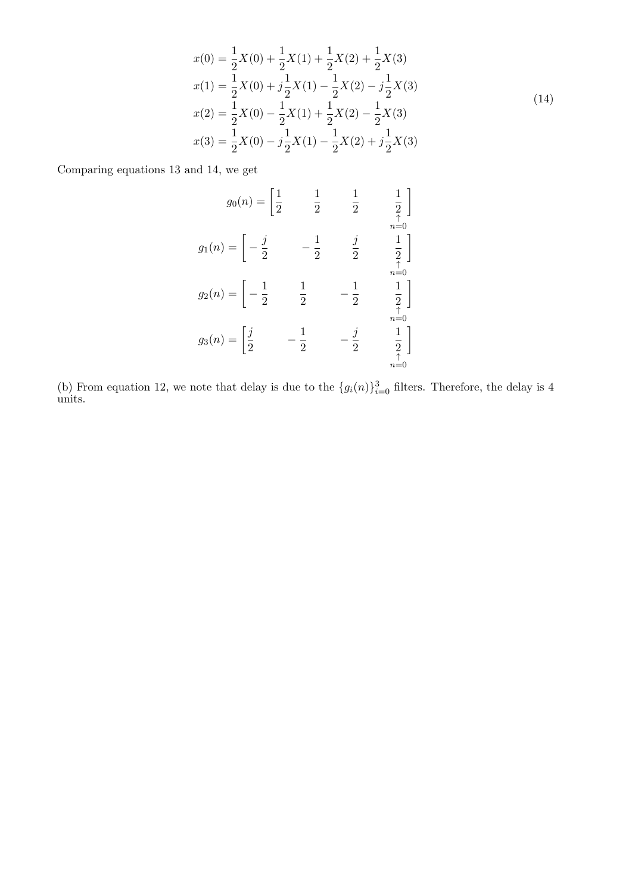$$
\begin{aligned}
x(0) &= \frac{1}{2}X(0) + \frac{1}{2}X(1) + \frac{1}{2}X(2) + \frac{1}{2}X(3) \\
x(1) &= \frac{1}{2}X(0) + j\frac{1}{2}X(1) - \frac{1}{2}X(2) - j\frac{1}{2}X(3) \\
x(2) &= \frac{1}{2}X(0) - \frac{1}{2}X(1) + \frac{1}{2}X(2) - \frac{1}{2}X(3) \\
x(3) &= \frac{1}{2}X(0) - j\frac{1}{2}X(1) - \frac{1}{2}X(2) + j\frac{1}{2}X(3)
\end{aligned}
\tag{14}
$$

Comparing equations 13 and 14, we get

$$
\begin{aligned}
g_0(n) &= \left[\frac{1}{2} \quad \frac{1}{2} \quad \frac{1}{2} \quad \underset{\underset{n=0}{\uparrow}}{\frac{1}{2}}\right] \\
g_1(n) &= \left[-\frac{j}{2} \quad -\frac{1}{2} \quad \frac{j}{2} \quad \underset{\underset{n=0}{\uparrow}}{\frac{1}{2}}\right] \\
g_2(n) &= \left[-\frac{1}{2} \quad \frac{1}{2} \quad -\frac{1}{2} \quad \underset{\underset{n=0}{\uparrow}}{\frac{1}{2}}\right] \\
g_3(n) &= \left[\frac{j}{2} \quad -\frac{1}{2} \quad -\frac{j}{2} \quad \underset{\underset{n=0}{\uparrow}}{\frac{1}{2}}\right]
\end{aligned}
$$

(b) From equation 12, we note that delay is due to the $\{g_i(n)\}_{i=0}^{3}$ filters. Therefore, the delay is 4 units.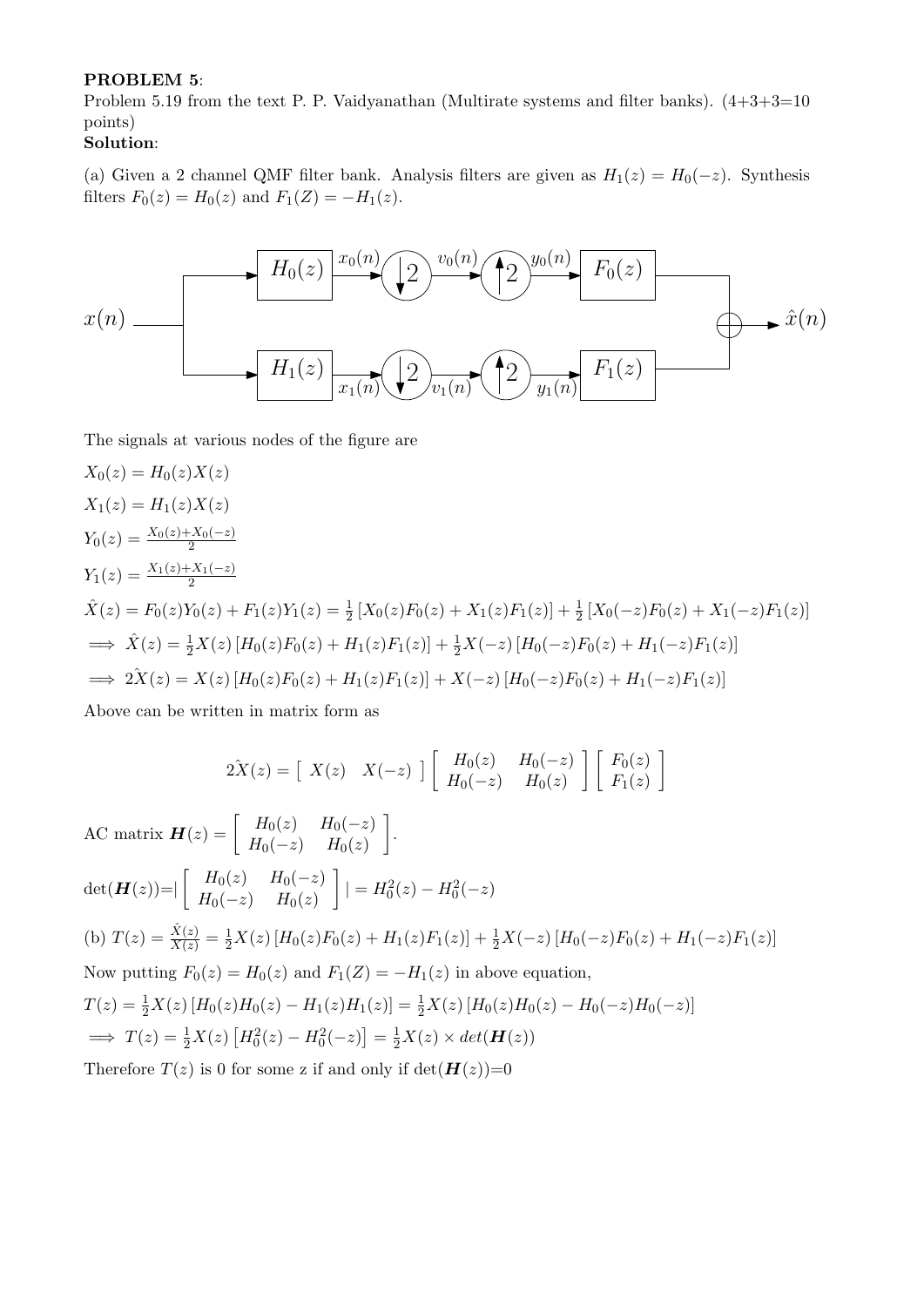**PROBLEM 5**:
Problem 5.19 from the text P. P. Vaidyanathan (Multirate systems and filter banks). (4+3+3=10 points)
**Solution**:

(a) Given a 2 channel QMF filter bank. Analysis filters are given as $H_1(z) = H_0(-z)$. Synthesis filters $F_0(z) = H_0(z)$ and $F_1(Z) = -H_1(z)$.

The signals at various nodes of the figure are

$X_0(z) = H_0(z)X(z)$

$X_1(z) = H_1(z)X(z)$

$Y_0(z) = \frac{X_0(z)+X_0(-z)}{2}$

$Y_1(z) = \frac{X_1(z)+X_1(-z)}{2}$

$\hat{X}(z) = F_0(z)Y_0(z) + F_1(z)Y_1(z) = \frac{1}{2}\left[X_0(z)F_0(z) + X_1(z)F_1(z)\right] + \frac{1}{2}\left[X_0(-z)F_0(z) + X_1(-z)F_1(z)\right]$

$\implies \hat{X}(z) = \frac{1}{2}X(z)\left[H_0(z)F_0(z) + H_1(z)F_1(z)\right] + \frac{1}{2}X(-z)\left[H_0(-z)F_0(z) + H_1(-z)F_1(z)\right]$

$\implies 2\hat{X}(z) = X(z)\left[H_0(z)F_0(z) + H_1(z)F_1(z)\right] + X(-z)\left[H_0(-z)F_0(z) + H_1(-z)F_1(z)\right]$

Above can be written in matrix form as

$$2\hat{X}(z) = \begin{bmatrix} X(z) & X(-z) \end{bmatrix} \begin{bmatrix} H_0(z) & H_0(-z) \\ H_0(-z) & H_0(z) \end{bmatrix} \begin{bmatrix} F_0(z) \\ F_1(z) \end{bmatrix}$$

AC matrix $\boldsymbol{H}(z) = \begin{bmatrix} H_0(z) & H_0(-z) \\ H_0(-z) & H_0(z) \end{bmatrix}$.

$\det(\boldsymbol{H}(z))=\left| \begin{bmatrix} H_0(z) & H_0(-z) \\ H_0(-z) & H_0(z) \end{bmatrix} \right| = H_0^2(z) - H_0^2(-z)$

(b) $T(z) = \frac{\hat{X}(z)}{X(z)} = \frac{1}{2}X(z)\left[H_0(z)F_0(z) + H_1(z)F_1(z)\right] + \frac{1}{2}X(-z)\left[H_0(-z)F_0(z) + H_1(-z)F_1(z)\right]$

Now putting $F_0(z) = H_0(z)$ and $F_1(Z) = -H_1(z)$ in above equation,

$T(z) = \frac{1}{2}X(z)\left[H_0(z)H_0(z) - H_1(z)H_1(z)\right] = \frac{1}{2}X(z)\left[H_0(z)H_0(z) - H_0(-z)H_0(-z)\right]$

$\implies T(z) = \frac{1}{2}X(z)\left[H_0^2(z) - H_0^2(-z)\right] = \frac{1}{2}X(z) \times det(\boldsymbol{H}(z))$

Therefore $T(z)$ is 0 for some z if and only if $\det(\boldsymbol{H}(z))=0$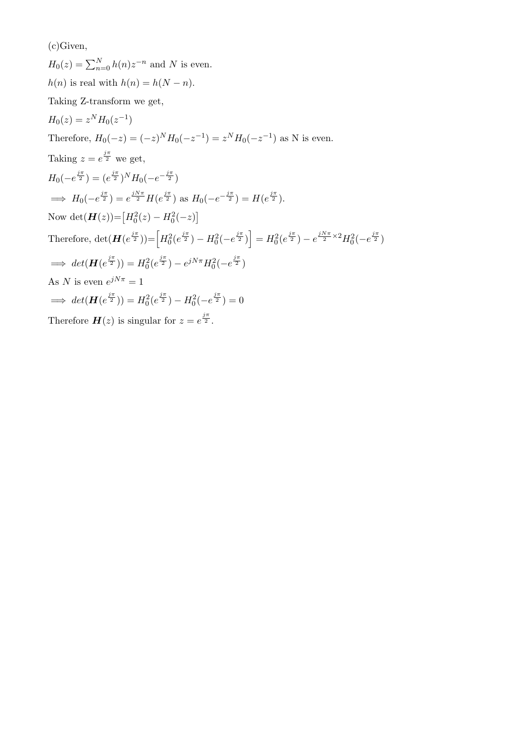(c)Given,

$H_0(z) = \sum_{n=0}^{N} h(n)z^{-n}$ and $N$ is even.

$h(n)$ is real with $h(n) = h(N-n)$.

Taking Z-transform we get,

$H_0(z) = z^N H_0(z^{-1})$

Therefore, $H_0(-z) = (-z)^N H_0(-z^{-1}) = z^N H_0(-z^{-1})$ as N is even.

Taking $z = e^{\frac{j\pi}{2}}$ we get,

$H_0(-e^{\frac{j\pi}{2}}) = (e^{\frac{j\pi}{2}})^N H_0(-e^{-\frac{j\pi}{2}})$

$\implies H_0(-e^{\frac{j\pi}{2}}) = e^{\frac{jN\pi}{2}} H(e^{\frac{j\pi}{2}})$ as $H_0(-e^{-\frac{j\pi}{2}}) = H(e^{\frac{j\pi}{2}})$.

Now det($\boldsymbol{H}(z)$)=$\left[H_0^2(z) - H_0^2(-z)\right]$

Therefore, det($\boldsymbol{H}(e^{\frac{j\pi}{2}})$)=$\left[H_0^2(e^{\frac{j\pi}{2}}) - H_0^2(-e^{\frac{j\pi}{2}})\right] = H_0^2(e^{\frac{j\pi}{2}}) - e^{\frac{jN\pi}{2}\times 2} H_0^2(-e^{\frac{j\pi}{2}})$

$\implies det(\boldsymbol{H}(e^{\frac{j\pi}{2}})) = H_0^2(e^{\frac{j\pi}{2}}) - e^{jN\pi} H_0^2(-e^{\frac{j\pi}{2}})$

As $N$ is even $e^{jN\pi} = 1$

$\implies det(\boldsymbol{H}(e^{\frac{j\pi}{2}})) = H_0^2(e^{\frac{j\pi}{2}}) - H_0^2(-e^{\frac{j\pi}{2}}) = 0$

Therefore $\boldsymbol{H}(z)$ is singular for $z = e^{\frac{j\pi}{2}}$.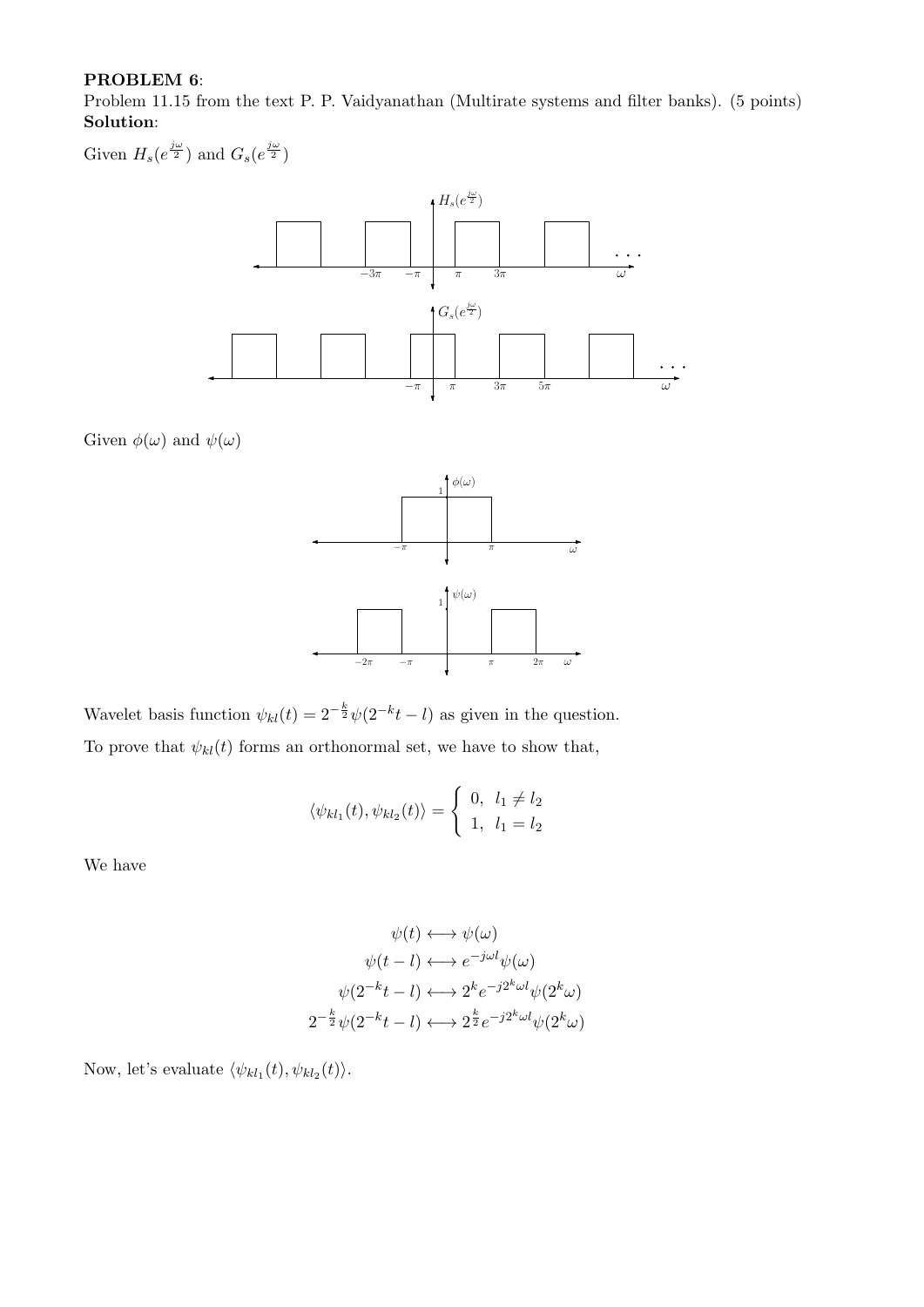**PROBLEM 6**:
Problem 11.15 from the text P. P. Vaidyanathan (Multirate systems and filter banks). (5 points)
**Solution**:

Given $H_s(e^{\frac{j\omega}{2}})$ and $G_s(e^{\frac{j\omega}{2}})$

Given $\phi(\omega)$ and $\psi(\omega)$

Wavelet basis function $\psi_{kl}(t) = 2^{-\frac{k}{2}}\psi(2^{-k}t - l)$ as given in the question.

To prove that $\psi_{kl}(t)$ forms an orthonormal set, we have to show that,

$$\langle \psi_{kl_1}(t), \psi_{kl_2}(t) \rangle = \begin{cases} 0, & l_1 \neq l_2 \\ 1, & l_1 = l_2 \end{cases}$$

We have

$$\psi(t) \longleftrightarrow \psi(\omega)$$
$$\psi(t-l) \longleftrightarrow e^{-j\omega l}\psi(\omega)$$
$$\psi(2^{-k}t - l) \longleftrightarrow 2^k e^{-j2^k\omega l}\psi(2^k\omega)$$
$$2^{-\frac{k}{2}}\psi(2^{-k}t - l) \longleftrightarrow 2^{\frac{k}{2}} e^{-j2^k\omega l}\psi(2^k\omega)$$

Now, let's evaluate $\langle \psi_{kl_1}(t), \psi_{kl_2}(t) \rangle$.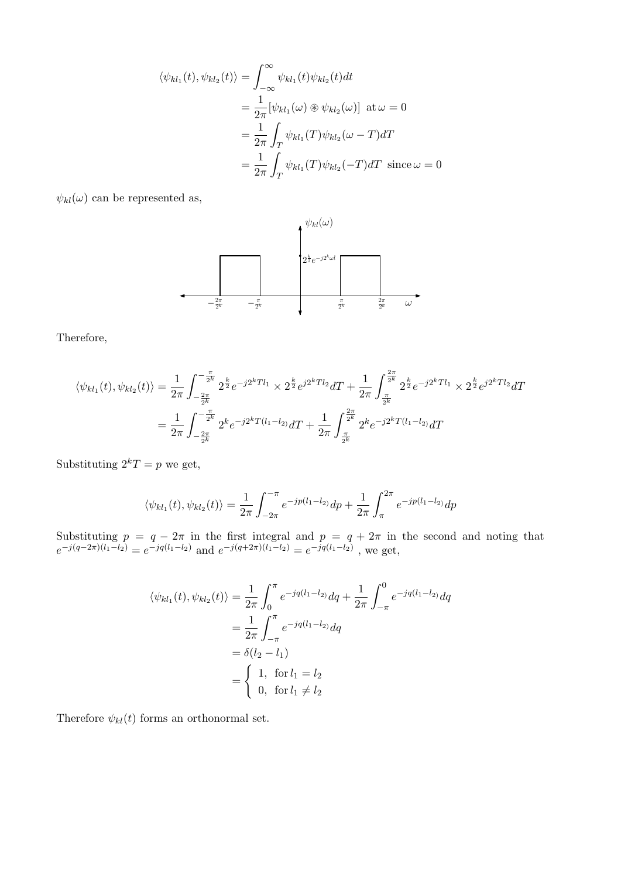$$
\begin{aligned}
\langle \psi_{kl_1}(t), \psi_{kl_2}(t) \rangle &= \int_{-\infty}^{\infty} \psi_{kl_1}(t) \psi_{kl_2}(t) dt \\
&= \frac{1}{2\pi} [\psi_{kl_1}(\omega) \circledast \psi_{kl_2}(\omega)] \ \text{at}\, \omega = 0 \\
&= \frac{1}{2\pi} \int_T \psi_{kl_1}(T) \psi_{kl_2}(\omega - T) dT \\
&= \frac{1}{2\pi} \int_T \psi_{kl_1}(T) \psi_{kl_2}(-T) dT \ \text{since}\, \omega = 0
\end{aligned}
$$

$\psi_{kl}(\omega)$ can be represented as,

$\psi_{kl}(\omega)$

$2^{\frac{k}{2}} e^{-j2^k \omega l}$

$-\frac{2\pi}{2^k}$ $-\frac{\pi}{2^k}$ $\frac{\pi}{2^k}$ $\frac{2\pi}{2^k}$ $\omega$

Therefore,

$$
\begin{aligned}
\langle \psi_{kl_1}(t), \psi_{kl_2}(t) \rangle &= \frac{1}{2\pi} \int_{-\frac{2\pi}{2^k}}^{-\frac{\pi}{2^k}} 2^{\frac{k}{2}} e^{-j2^k T l_1} \times 2^{\frac{k}{2}} e^{j2^k T l_2} dT + \frac{1}{2\pi} \int_{\frac{\pi}{2^k}}^{\frac{2\pi}{2^k}} 2^{\frac{k}{2}} e^{-j2^k T l_1} \times 2^{\frac{k}{2}} e^{j2^k T l_2} dT \\
&= \frac{1}{2\pi} \int_{-\frac{2\pi}{2^k}}^{-\frac{\pi}{2^k}} 2^k e^{-j2^k T (l_1 - l_2)} dT + \frac{1}{2\pi} \int_{\frac{\pi}{2^k}}^{\frac{2\pi}{2^k}} 2^k e^{-j2^k T (l_1 - l_2)} dT
\end{aligned}
$$

Substituting $2^k T = p$ we get,

$$
\langle \psi_{kl_1}(t), \psi_{kl_2}(t) \rangle = \frac{1}{2\pi} \int_{-2\pi}^{-\pi} e^{-jp(l_1 - l_2)} dp + \frac{1}{2\pi} \int_{\pi}^{2\pi} e^{-jp(l_1 - l_2)} dp
$$

Substituting $p = q - 2\pi$ in the first integral and $p = q + 2\pi$ in the second and noting that $e^{-j(q-2\pi)(l_1-l_2)} = e^{-jq(l_1-l_2)}$ and $e^{-j(q+2\pi)(l_1-l_2)} = e^{-jq(l_1-l_2)}$ , we get,

$$
\begin{aligned}
\langle \psi_{kl_1}(t), \psi_{kl_2}(t) \rangle &= \frac{1}{2\pi} \int_0^{\pi} e^{-jq(l_1 - l_2)} dq + \frac{1}{2\pi} \int_{-\pi}^{0} e^{-jq(l_1 - l_2)} dq \\
&= \frac{1}{2\pi} \int_{-\pi}^{\pi} e^{-jq(l_1 - l_2)} dq \\
&= \delta(l_2 - l_1) \\
&= \begin{cases} 1, & \text{for}\, l_1 = l_2 \\ 0, & \text{for}\, l_1 \neq l_2 \end{cases}
\end{aligned}
$$

Therefore $\psi_{kl}(t)$ forms an orthonormal set.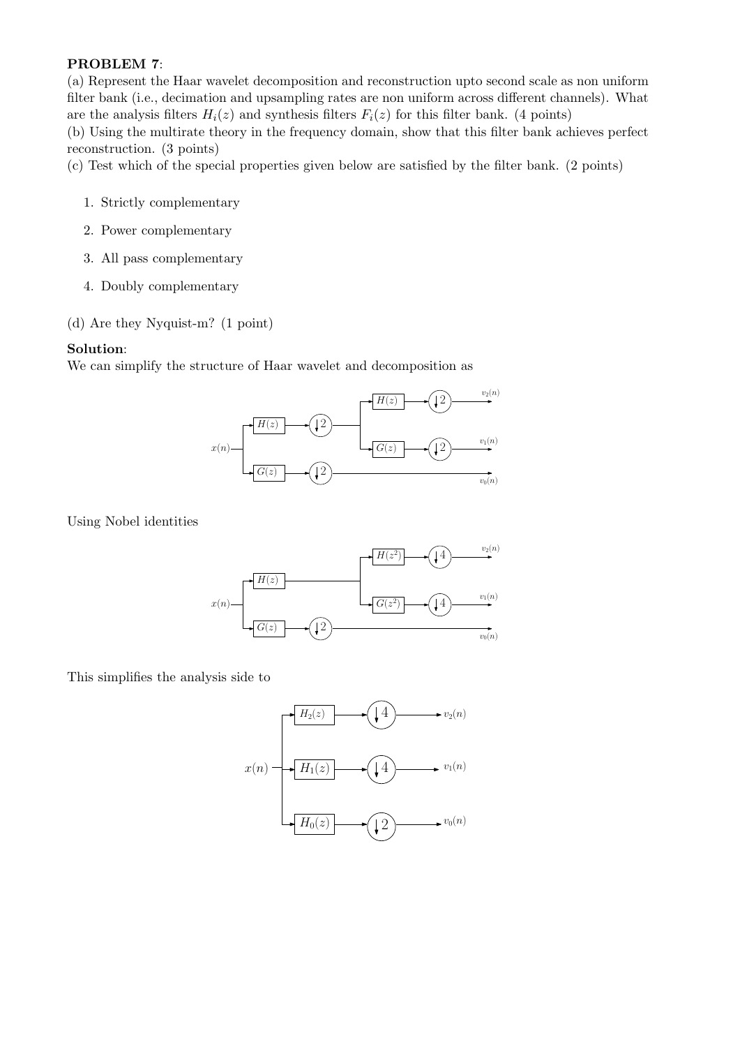**PROBLEM 7**:

(a) Represent the Haar wavelet decomposition and reconstruction upto second scale as non uniform filter bank (i.e., decimation and upsampling rates are non uniform across different channels). What are the analysis filters $H_i(z)$ and synthesis filters $F_i(z)$ for this filter bank. (4 points)

(b) Using the multirate theory in the frequency domain, show that this filter bank achieves perfect reconstruction. (3 points)

(c) Test which of the special properties given below are satisfied by the filter bank. (2 points)

1. Strictly complementary
2. Power complementary
3. All pass complementary
4. Doubly complementary

(d) Are they Nyquist-m? (1 point)

**Solution**:

We can simplify the structure of Haar wavelet and decomposition as

Using Nobel identities

This simplifies the analysis side to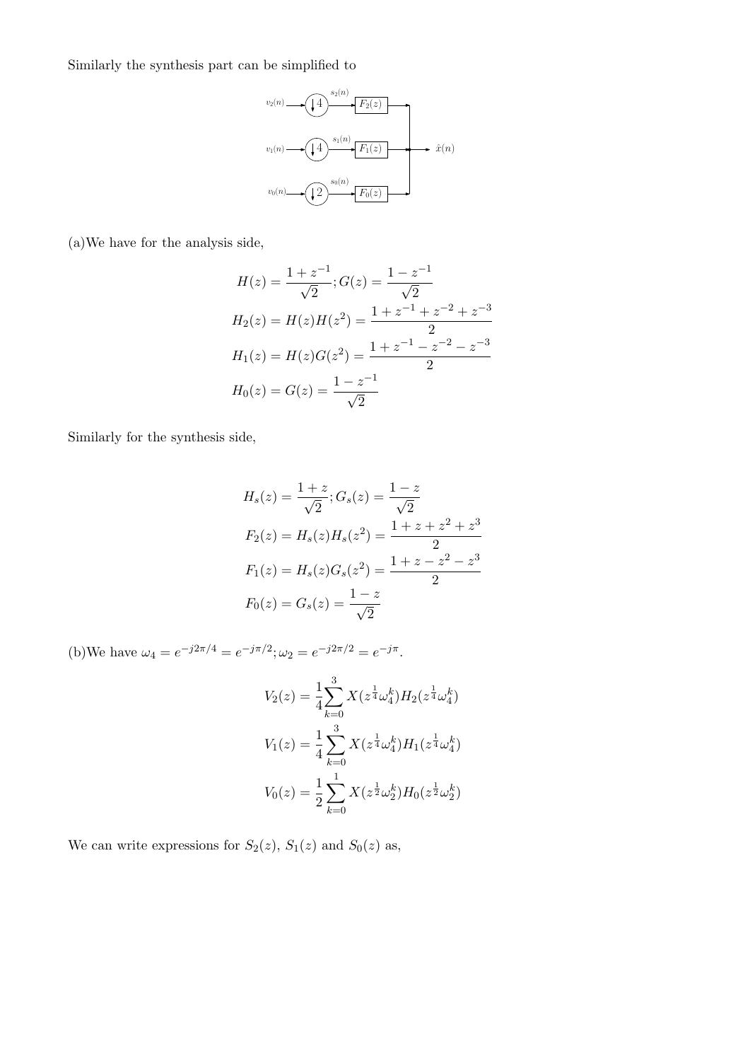Similarly the synthesis part can be simplified to

(a)We have for the analysis side,

$$
\begin{aligned}
H(z) &= \frac{1+z^{-1}}{\sqrt{2}}; G(z) = \frac{1-z^{-1}}{\sqrt{2}} \\
H_2(z) &= H(z)H(z^2) = \frac{1+z^{-1}+z^{-2}+z^{-3}}{2} \\
H_1(z) &= H(z)G(z^2) = \frac{1+z^{-1}-z^{-2}-z^{-3}}{2} \\
H_0(z) &= G(z) = \frac{1-z^{-1}}{\sqrt{2}}
\end{aligned}
$$

Similarly for the synthesis side,

$$
\begin{aligned}
H_s(z) &= \frac{1+z}{\sqrt{2}}; G_s(z) = \frac{1-z}{\sqrt{2}} \\
F_2(z) &= H_s(z)H_s(z^2) = \frac{1+z+z^2+z^3}{2} \\
F_1(z) &= H_s(z)G_s(z^2) = \frac{1+z-z^2-z^3}{2} \\
F_0(z) &= G_s(z) = \frac{1-z}{\sqrt{2}}
\end{aligned}
$$

(b)We have $\omega_4 = e^{-j2\pi/4} = e^{-j\pi/2}; \omega_2 = e^{-j2\pi/2} = e^{-j\pi}$.

$$
\begin{aligned}
V_2(z) &= \frac{1}{4}\sum_{k=0}^{3} X(z^{\frac{1}{4}}\omega_4^k)H_2(z^{\frac{1}{4}}\omega_4^k) \\
V_1(z) &= \frac{1}{4}\sum_{k=0}^{3} X(z^{\frac{1}{4}}\omega_4^k)H_1(z^{\frac{1}{4}}\omega_4^k) \\
V_0(z) &= \frac{1}{2}\sum_{k=0}^{1} X(z^{\frac{1}{2}}\omega_2^k)H_0(z^{\frac{1}{2}}\omega_2^k)
\end{aligned}
$$

We can write expressions for $S_2(z)$, $S_1(z)$ and $S_0(z)$ as,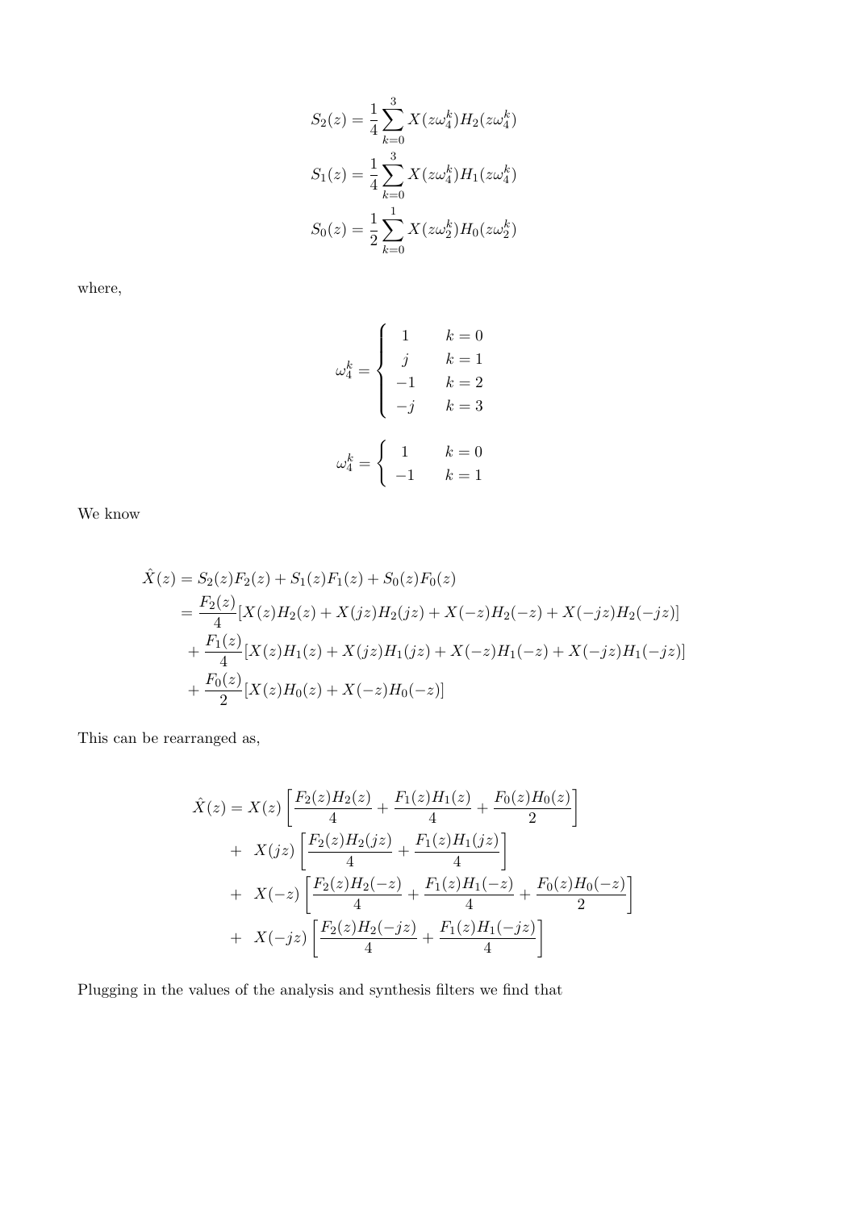$$S_2(z) = \frac{1}{4}\sum_{k=0}^{3} X(z\omega_4^k)H_2(z\omega_4^k)$$
$$S_1(z) = \frac{1}{4}\sum_{k=0}^{3} X(z\omega_4^k)H_1(z\omega_4^k)$$
$$S_0(z) = \frac{1}{2}\sum_{k=0}^{1} X(z\omega_2^k)H_0(z\omega_2^k)$$

where,

$$\omega_4^k = \begin{cases} 1 & k=0 \\ j & k=1 \\ -1 & k=2 \\ -j & k=3 \end{cases}$$

$$\omega_4^k = \begin{cases} 1 & k=0 \\ -1 & k=1 \end{cases}$$

We know

$$\begin{aligned}
\hat{X}(z) &= S_2(z)F_2(z) + S_1(z)F_1(z) + S_0(z)F_0(z) \\
&= \frac{F_2(z)}{4}[X(z)H_2(z) + X(jz)H_2(jz) + X(-z)H_2(-z) + X(-jz)H_2(-jz)] \\
&+ \frac{F_1(z)}{4}[X(z)H_1(z) + X(jz)H_1(jz) + X(-z)H_1(-z) + X(-jz)H_1(-jz)] \\
&+ \frac{F_0(z)}{2}[X(z)H_0(z) + X(-z)H_0(-z)]
\end{aligned}$$

This can be rearranged as,

$$\begin{aligned}
\hat{X}(z) &= X(z)\left[\frac{F_2(z)H_2(z)}{4} + \frac{F_1(z)H_1(z)}{4} + \frac{F_0(z)H_0(z)}{2}\right] \\
&+ \; X(jz)\left[\frac{F_2(z)H_2(jz)}{4} + \frac{F_1(z)H_1(jz)}{4}\right] \\
&+ \; X(-z)\left[\frac{F_2(z)H_2(-z)}{4} + \frac{F_1(z)H_1(-z)}{4} + \frac{F_0(z)H_0(-z)}{2}\right] \\
&+ \; X(-jz)\left[\frac{F_2(z)H_2(-jz)}{4} + \frac{F_1(z)H_1(-jz)}{4}\right]
\end{aligned}$$

Plugging in the values of the analysis and synthesis filters we find that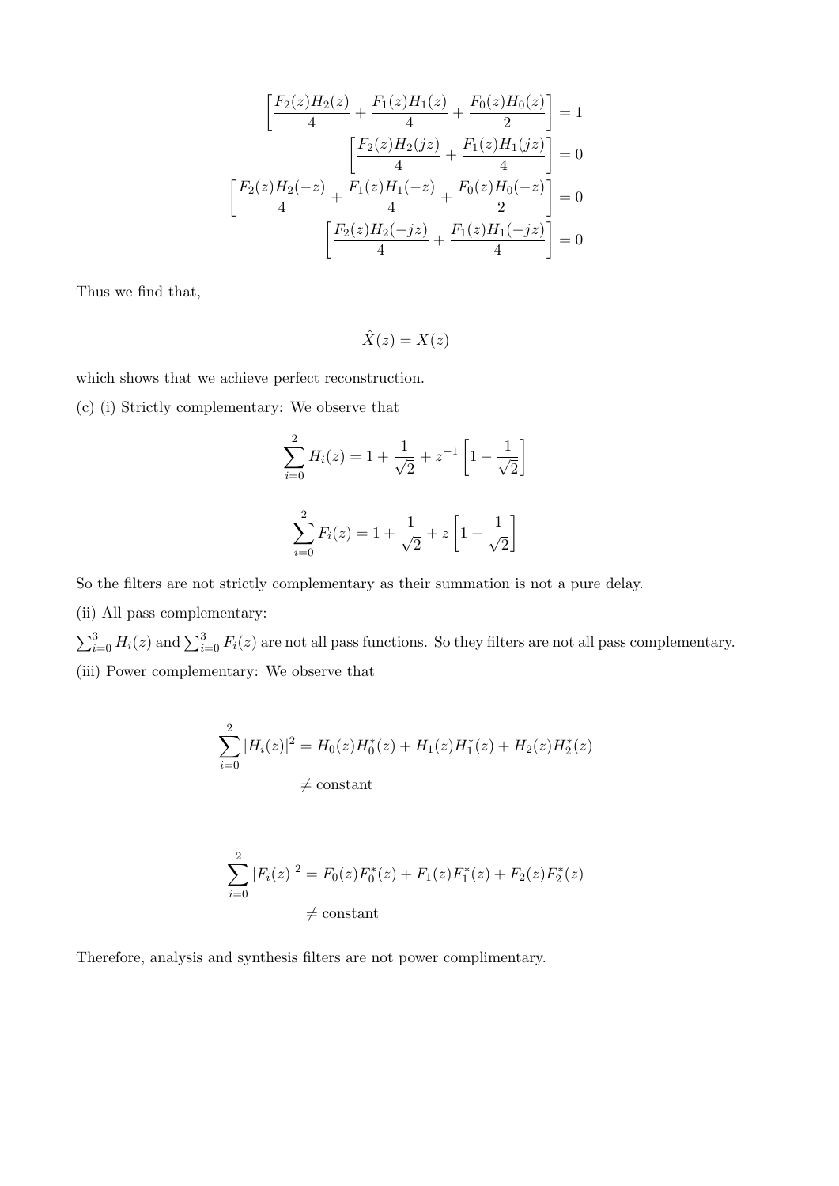$$\left[\frac{F_2(z)H_2(z)}{4} + \frac{F_1(z)H_1(z)}{4} + \frac{F_0(z)H_0(z)}{2}\right] = 1$$

$$\left[\frac{F_2(z)H_2(jz)}{4} + \frac{F_1(z)H_1(jz)}{4}\right] = 0$$

$$\left[\frac{F_2(z)H_2(-z)}{4} + \frac{F_1(z)H_1(-z)}{4} + \frac{F_0(z)H_0(-z)}{2}\right] = 0$$

$$\left[\frac{F_2(z)H_2(-jz)}{4} + \frac{F_1(z)H_1(-jz)}{4}\right] = 0$$

Thus we find that,

$$\hat{X}(z) = X(z)$$

which shows that we achieve perfect reconstruction.

(c) (i) Strictly complementary: We observe that

$$\sum_{i=0}^{2} H_i(z) = 1 + \frac{1}{\sqrt{2}} + z^{-1}\left[1 - \frac{1}{\sqrt{2}}\right]$$

$$\sum_{i=0}^{2} F_i(z) = 1 + \frac{1}{\sqrt{2}} + z\left[1 - \frac{1}{\sqrt{2}}\right]$$

So the filters are not strictly complementary as their summation is not a pure delay.

(ii) All pass complementary:

$\sum_{i=0}^{3} H_i(z)$ and $\sum_{i=0}^{3} F_i(z)$ are not all pass functions. So they filters are not all pass complementary.

(iii) Power complementary: We observe that

$$\sum_{i=0}^{2} |H_i(z)|^2 = H_0(z)H_0^*(z) + H_1(z)H_1^*(z) + H_2(z)H_2^*(z)$$
$$\neq \text{constant}$$

$$\sum_{i=0}^{2} |F_i(z)|^2 = F_0(z)F_0^*(z) + F_1(z)F_1^*(z) + F_2(z)F_2^*(z)$$
$$\neq \text{constant}$$

Therefore, analysis and synthesis filters are not power complimentary.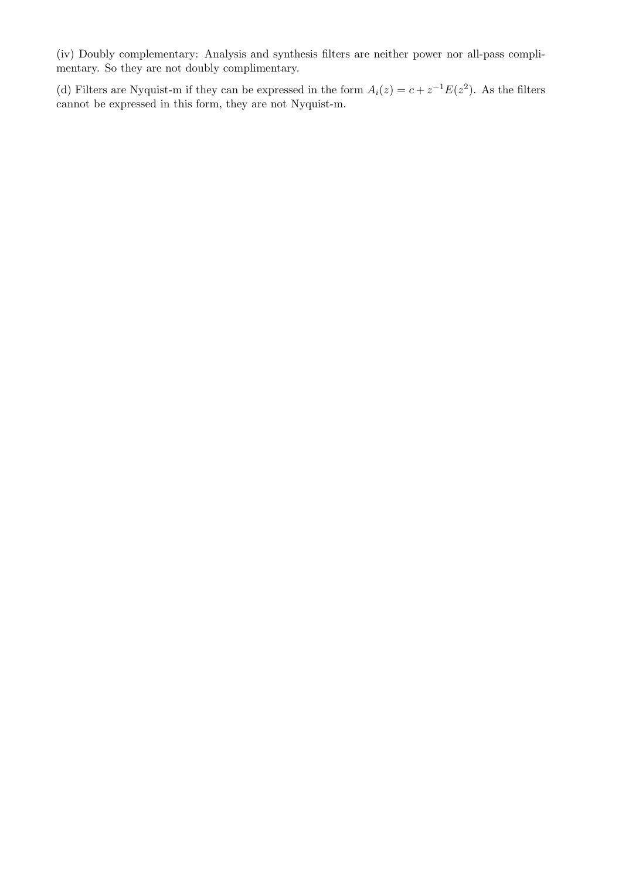(iv) Doubly complementary: Analysis and synthesis filters are neither power nor all-pass complimentary. So they are not doubly complimentary.

(d) Filters are Nyquist-m if they can be expressed in the form $A_i(z) = c + z^{-1}E(z^2)$. As the filters cannot be expressed in this form, they are not Nyquist-m.